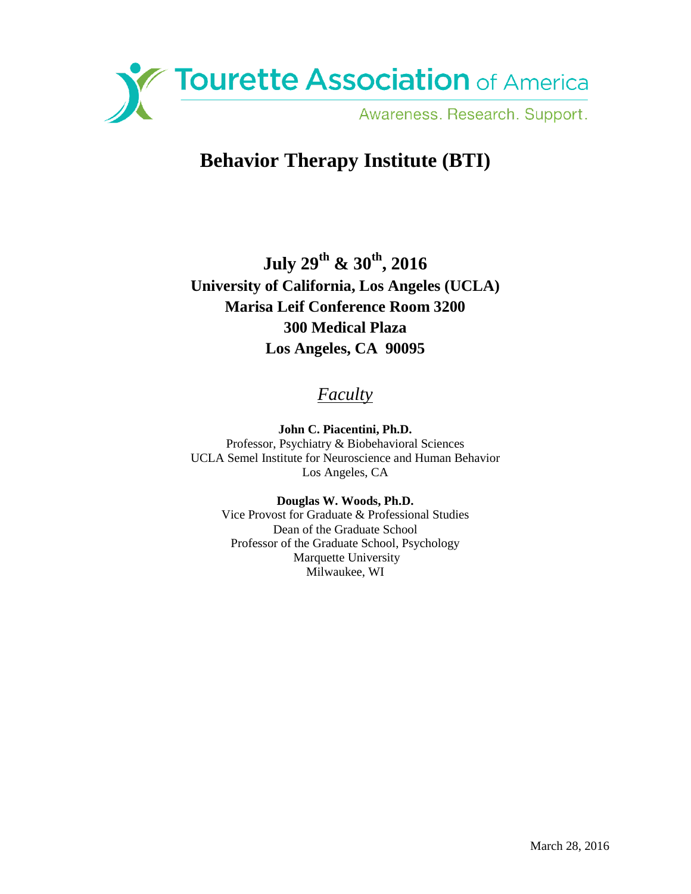Tourette Association of America

Awareness. Research. Support.

# Behavior Therapy Institute (BTI)

**July 29th & 30th, 2016**
**University of California, Los Angeles (UCLA)**
**Marisa Leif Conference Room 3200**
**300 Medical Plaza**
**Los Angeles, CA 90095**

## *Faculty*

**John C. Piacentini, Ph.D.**
Professor, Psychiatry & Biobehavioral Sciences
UCLA Semel Institute for Neuroscience and Human Behavior
Los Angeles, CA

**Douglas W. Woods, Ph.D.**
Vice Provost for Graduate & Professional Studies
Dean of the Graduate School
Professor of the Graduate School, Psychology
Marquette University
Milwaukee, WI

March 28, 2016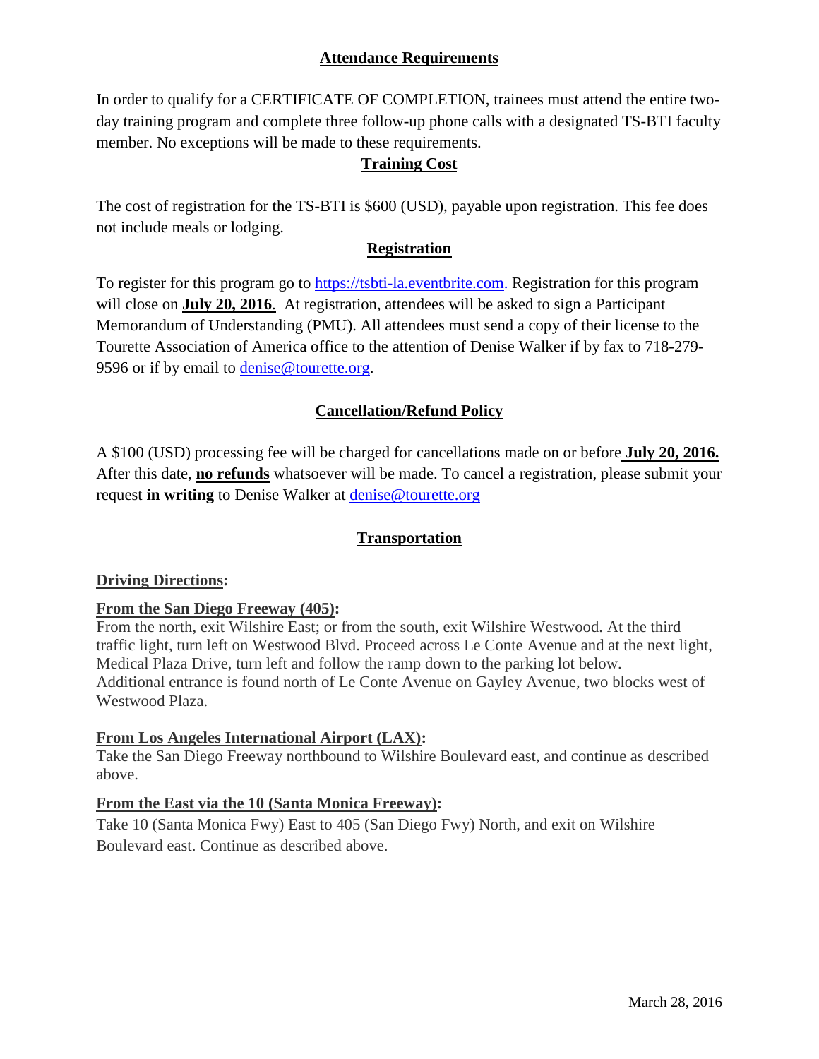## Attendance Requirements

In order to qualify for a CERTIFICATE OF COMPLETION, trainees must attend the entire two-day training program and complete three follow-up phone calls with a designated TS-BTI faculty member. No exceptions will be made to these requirements.

## Training Cost

The cost of registration for the TS-BTI is $600 (USD), payable upon registration. This fee does not include meals or lodging.

## Registration

To register for this program go to https://tsbti-la.eventbrite.com. Registration for this program will close on **July 20, 2016**. At registration, attendees will be asked to sign a Participant Memorandum of Understanding (PMU). All attendees must send a copy of their license to the Tourette Association of America office to the attention of Denise Walker if by fax to 718-279-9596 or if by email to denise@tourette.org.

## Cancellation/Refund Policy

A $100 (USD) processing fee will be charged for cancellations made on or before **July 20, 2016.** After this date, **no refunds** whatsoever will be made. To cancel a registration, please submit your request **in writing** to Denise Walker at denise@tourette.org

## Transportation

### Driving Directions:

**From the San Diego Freeway (405):**
From the north, exit Wilshire East; or from the south, exit Wilshire Westwood. At the third traffic light, turn left on Westwood Blvd. Proceed across Le Conte Avenue and at the next light, Medical Plaza Drive, turn left and follow the ramp down to the parking lot below.
Additional entrance is found north of Le Conte Avenue on Gayley Avenue, two blocks west of Westwood Plaza.

**From Los Angeles International Airport (LAX):**
Take the San Diego Freeway northbound to Wilshire Boulevard east, and continue as described above.

**From the East via the 10 (Santa Monica Freeway):**
Take 10 (Santa Monica Fwy) East to 405 (San Diego Fwy) North, and exit on Wilshire Boulevard east. Continue as described above.

March 28, 2016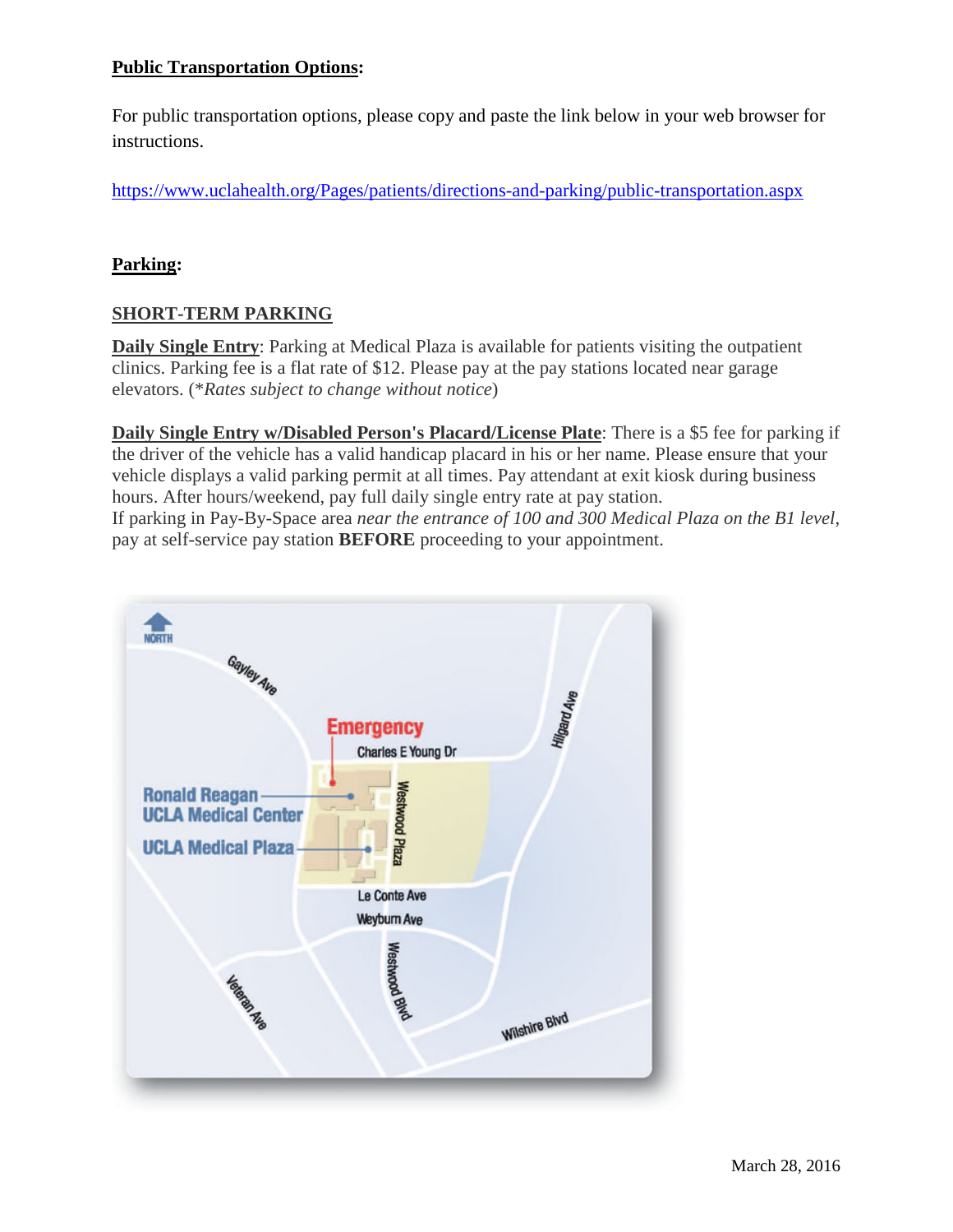**Public Transportation Options:**

For public transportation options, please copy and paste the link below in your web browser for instructions.

https://www.uclahealth.org/Pages/patients/directions-and-parking/public-transportation.aspx

**Parking:**

**SHORT-TERM PARKING**

**Daily Single Entry**: Parking at Medical Plaza is available for patients visiting the outpatient clinics. Parking fee is a flat rate of $12. Please pay at the pay stations located near garage elevators. (*\*Rates subject to change without notice*)

**Daily Single Entry w/Disabled Person's Placard/License Plate**: There is a $5 fee for parking if the driver of the vehicle has a valid handicap placard in his or her name. Please ensure that your vehicle displays a valid parking permit at all times. Pay attendant at exit kiosk during business hours. After hours/weekend, pay full daily single entry rate at pay station.
If parking in Pay-By-Space area *near the entrance of 100 and 300 Medical Plaza on the B1 level*, pay at self-service pay station **BEFORE** proceeding to your appointment.

March 28, 2016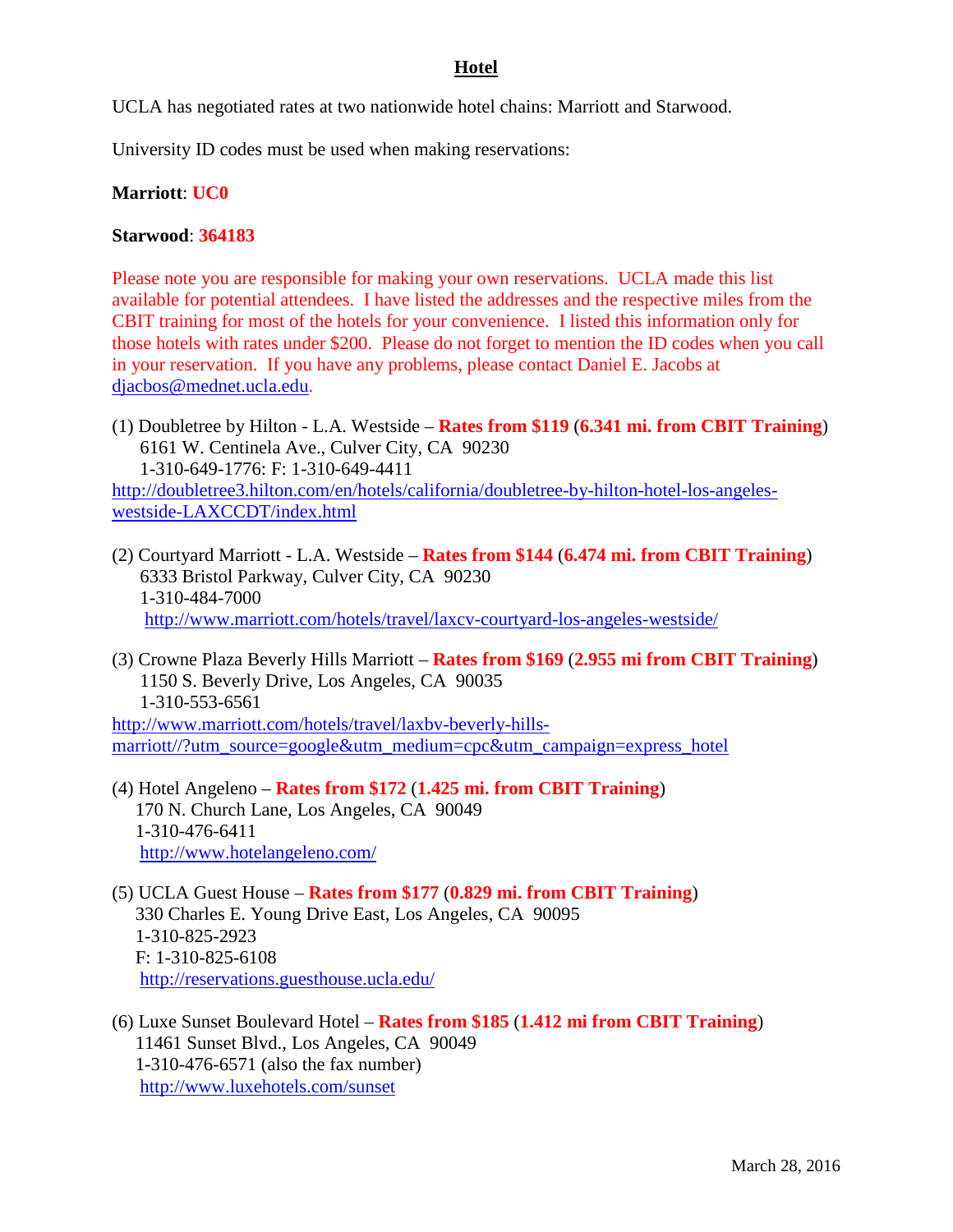# Hotel

UCLA has negotiated rates at two nationwide hotel chains: Marriott and Starwood.

University ID codes must be used when making reservations:

**Marriott**: **UC0**

**Starwood**: **364183**

Please note you are responsible for making your own reservations. UCLA made this list available for potential attendees. I have listed the addresses and the respective miles from the CBIT training for most of the hotels for your convenience. I listed this information only for those hotels with rates under $200. Please do not forget to mention the ID codes when you call in your reservation. If you have any problems, please contact Daniel E. Jacobs at djacbos@mednet.ucla.edu.

(1) Doubletree by Hilton - L.A. Westside – **Rates from $119** (**6.341 mi. from CBIT Training**)
6161 W. Centinela Ave., Culver City, CA 90230
1-310-649-1776: F: 1-310-649-4411
http://doubletree3.hilton.com/en/hotels/california/doubletree-by-hilton-hotel-los-angeles-westside-LAXCCDT/index.html

(2) Courtyard Marriott - L.A. Westside – **Rates from $144** (**6.474 mi. from CBIT Training**)
6333 Bristol Parkway, Culver City, CA 90230
1-310-484-7000
http://www.marriott.com/hotels/travel/laxcv-courtyard-los-angeles-westside/

(3) Crowne Plaza Beverly Hills Marriott – **Rates from $169** (**2.955 mi from CBIT Training**)
1150 S. Beverly Drive, Los Angeles, CA 90035
1-310-553-6561
http://www.marriott.com/hotels/travel/laxbv-beverly-hills-marriott//?utm_source=google&utm_medium=cpc&utm_campaign=express_hotel

(4) Hotel Angeleno – **Rates from $172** (**1.425 mi. from CBIT Training**)
170 N. Church Lane, Los Angeles, CA 90049
1-310-476-6411
http://www.hotelangeleno.com/

(5) UCLA Guest House – **Rates from $177** (**0.829 mi. from CBIT Training**)
330 Charles E. Young Drive East, Los Angeles, CA 90095
1-310-825-2923
F: 1-310-825-6108
http://reservations.guesthouse.ucla.edu/

(6) Luxe Sunset Boulevard Hotel – **Rates from $185** (**1.412 mi from CBIT Training**)
11461 Sunset Blvd., Los Angeles, CA 90049
1-310-476-6571 (also the fax number)
http://www.luxehotels.com/sunset

March 28, 2016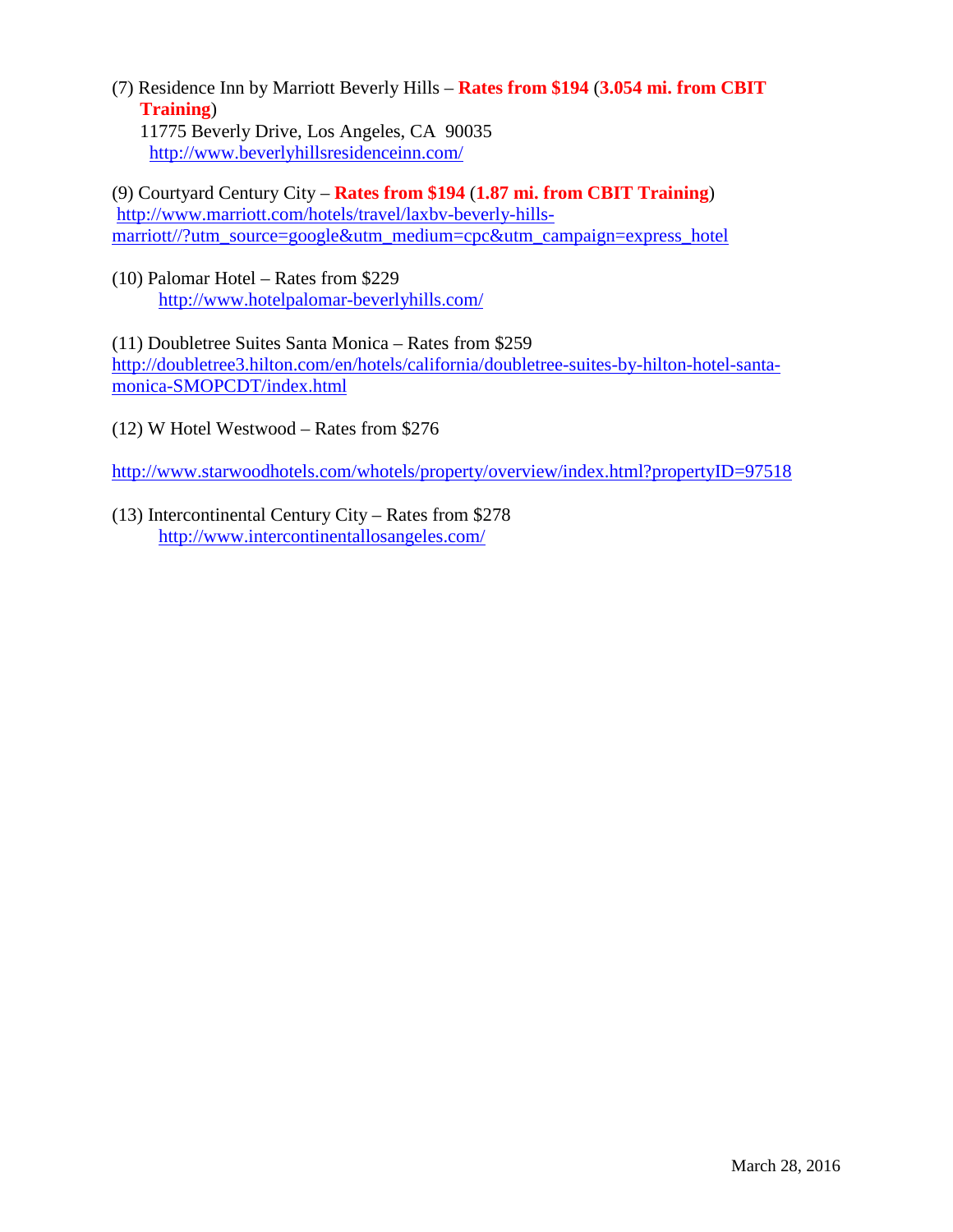(7) Residence Inn by Marriott Beverly Hills – **Rates from $194** (**3.054 mi. from CBIT Training**)
11775 Beverly Drive, Los Angeles, CA 90035
http://www.beverlyhillsresidenceinn.com/

(9) Courtyard Century City – **Rates from $194** (**1.87 mi. from CBIT Training**)
http://www.marriott.com/hotels/travel/laxbv-beverly-hills-marriott//?utm_source=google&utm_medium=cpc&utm_campaign=express_hotel

(10) Palomar Hotel – Rates from $229
http://www.hotelpalomar-beverlyhills.com/

(11) Doubletree Suites Santa Monica – Rates from $259
http://doubletree3.hilton.com/en/hotels/california/doubletree-suites-by-hilton-hotel-santa-monica-SMOPCDT/index.html

(12) W Hotel Westwood – Rates from $276

http://www.starwoodhotels.com/whotels/property/overview/index.html?propertyID=97518

(13) Intercontinental Century City – Rates from $278
http://www.intercontinentallosangeles.com/

March 28, 2016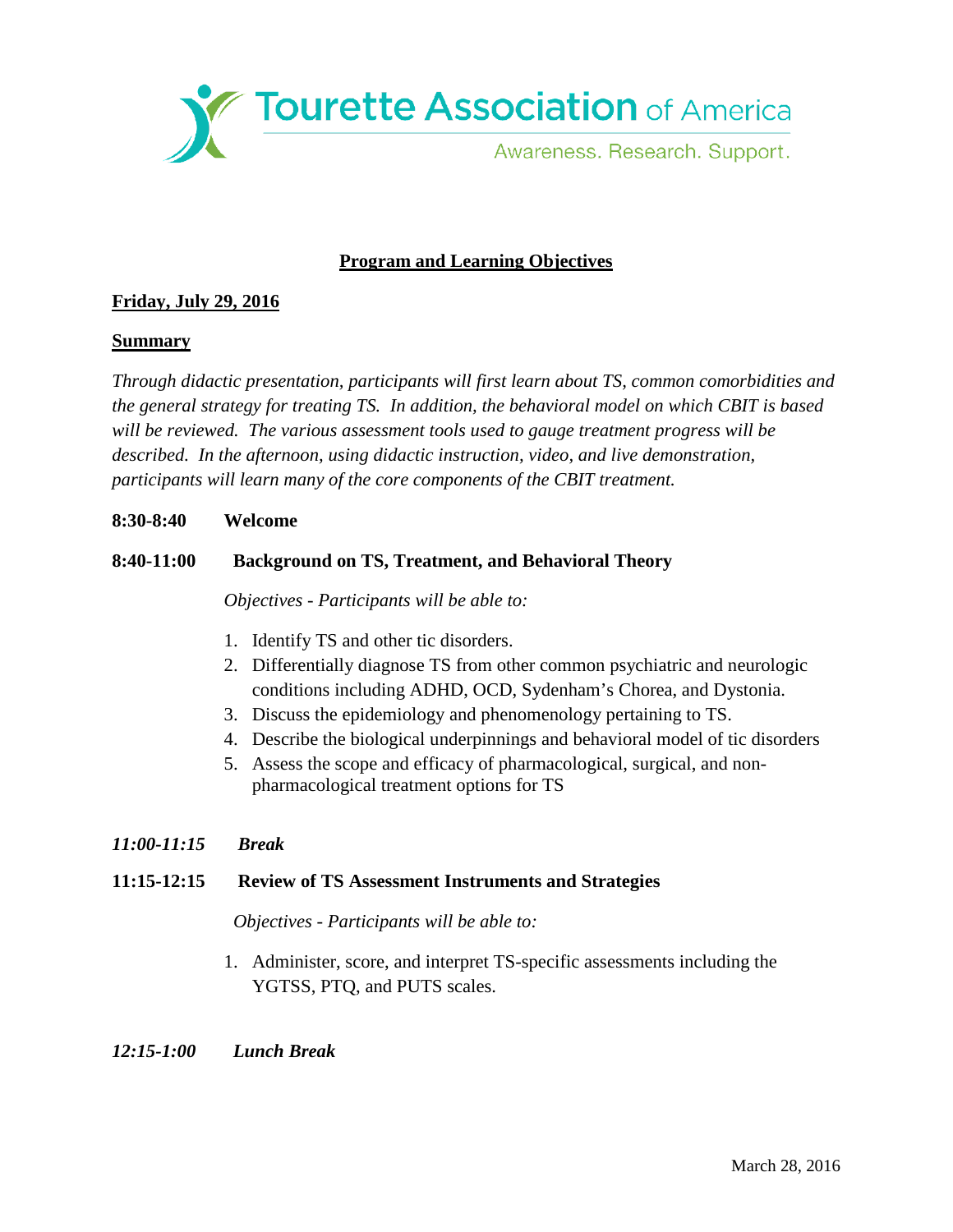Tourette Association of America

Awareness. Research. Support.

## Program and Learning Objectives

**Friday, July 29, 2016**

**Summary**

*Through didactic presentation, participants will first learn about TS, common comorbidities and the general strategy for treating TS. In addition, the behavioral model on which CBIT is based will be reviewed. The various assessment tools used to gauge treatment progress will be described. In the afternoon, using didactic instruction, video, and live demonstration, participants will learn many of the core components of the CBIT treatment.*

**8:30-8:40 Welcome**

**8:40-11:00 Background on TS, Treatment, and Behavioral Theory**

*Objectives - Participants will be able to:*

1. Identify TS and other tic disorders.
2. Differentially diagnose TS from other common psychiatric and neurologic conditions including ADHD, OCD, Sydenham's Chorea, and Dystonia.
3. Discuss the epidemiology and phenomenology pertaining to TS.
4. Describe the biological underpinnings and behavioral model of tic disorders
5. Assess the scope and efficacy of pharmacological, surgical, and non-pharmacological treatment options for TS

***11:00-11:15 Break***

**11:15-12:15 Review of TS Assessment Instruments and Strategies**

*Objectives - Participants will be able to:*

1. Administer, score, and interpret TS-specific assessments including the YGTSS, PTQ, and PUTS scales.

***12:15-1:00 Lunch Break***

March 28, 2016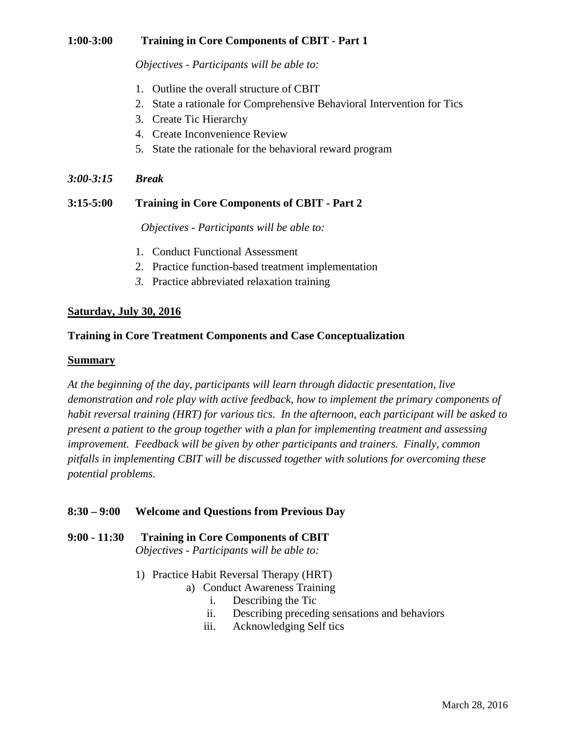**1:00-3:00 Training in Core Components of CBIT - Part 1**

*Objectives - Participants will be able to:*

1. Outline the overall structure of CBIT
2. State a rationale for Comprehensive Behavioral Intervention for Tics
3. Create Tic Hierarchy
4. Create Inconvenience Review
5. State the rationale for the behavioral reward program

***3:00-3:15 Break***

**3:15-5:00 Training in Core Components of CBIT - Part 2**

*Objectives - Participants will be able to:*

1. Conduct Functional Assessment
2. Practice function-based treatment implementation
3. Practice abbreviated relaxation training

**Saturday, July 30, 2016**

**Training in Core Treatment Components and Case Conceptualization**

**Summary**

*At the beginning of the day, participants will learn through didactic presentation, live demonstration and role play with active feedback, how to implement the primary components of habit reversal training (HRT) for various tics. In the afternoon, each participant will be asked to present a patient to the group together with a plan for implementing treatment and assessing improvement. Feedback will be given by other participants and trainers. Finally, common pitfalls in implementing CBIT will be discussed together with solutions for overcoming these potential problems.*

**8:30 – 9:00 Welcome and Questions from Previous Day**

**9:00 - 11:30 Training in Core Components of CBIT**
*Objectives - Participants will be able to:*

1) Practice Habit Reversal Therapy (HRT)
    a) Conduct Awareness Training
        i. Describing the Tic
        ii. Describing preceding sensations and behaviors
        iii. Acknowledging Self tics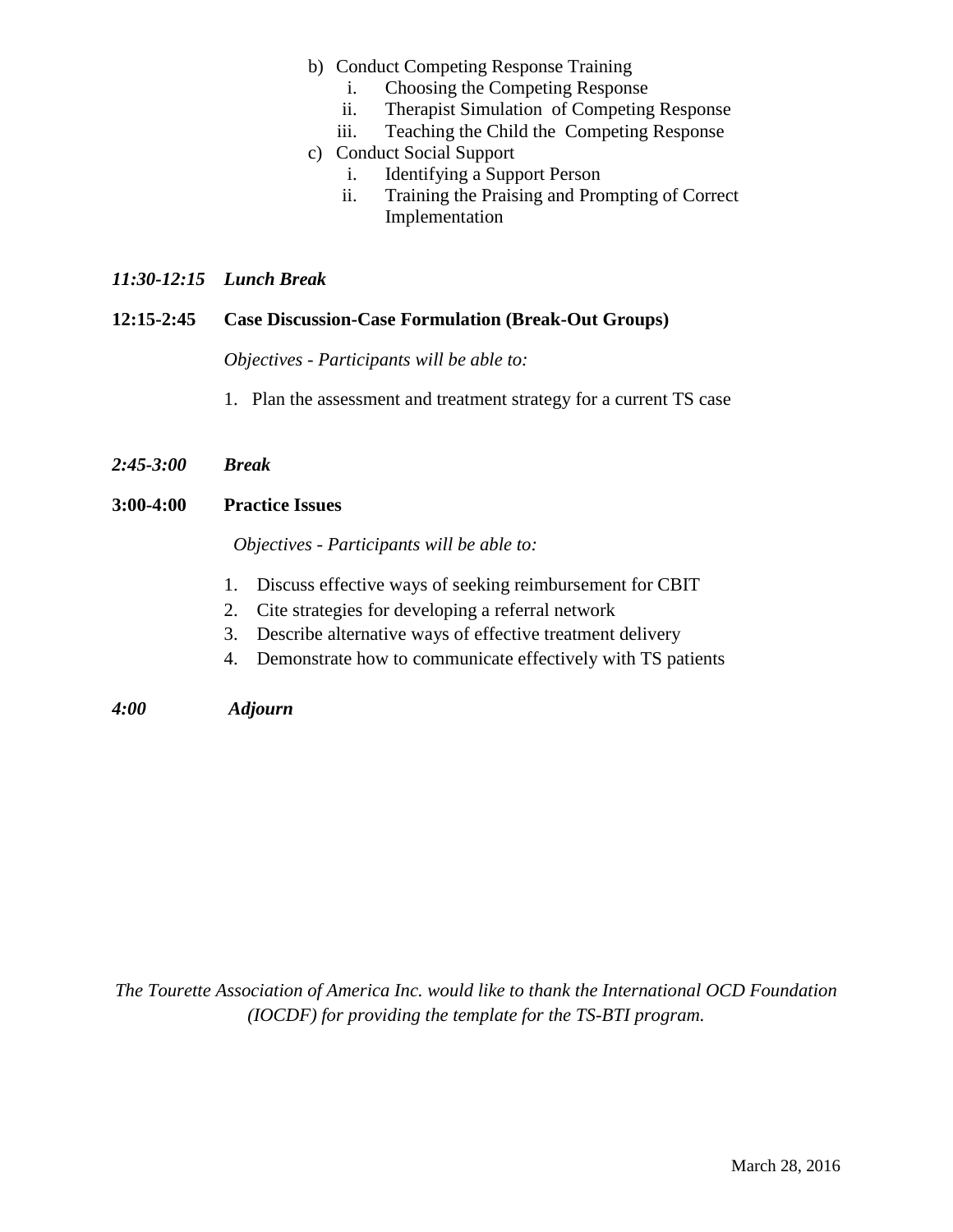b) Conduct Competing Response Training
   i. Choosing the Competing Response
   ii. Therapist Simulation of Competing Response
   iii. Teaching the Child the Competing Response
c) Conduct Social Support
   i. Identifying a Support Person
   ii. Training the Praising and Prompting of Correct Implementation

***11:30-12:15 Lunch Break***

**12:15-2:45 Case Discussion-Case Formulation (Break-Out Groups)**

*Objectives - Participants will be able to:*

1. Plan the assessment and treatment strategy for a current TS case

***2:45-3:00 Break***

**3:00-4:00 Practice Issues**

*Objectives - Participants will be able to:*

1. Discuss effective ways of seeking reimbursement for CBIT
2. Cite strategies for developing a referral network
3. Describe alternative ways of effective treatment delivery
4. Demonstrate how to communicate effectively with TS patients

***4:00 Adjourn***

*The Tourette Association of America Inc. would like to thank the International OCD Foundation (IOCDF) for providing the template for the TS-BTI program.*

March 28, 2016